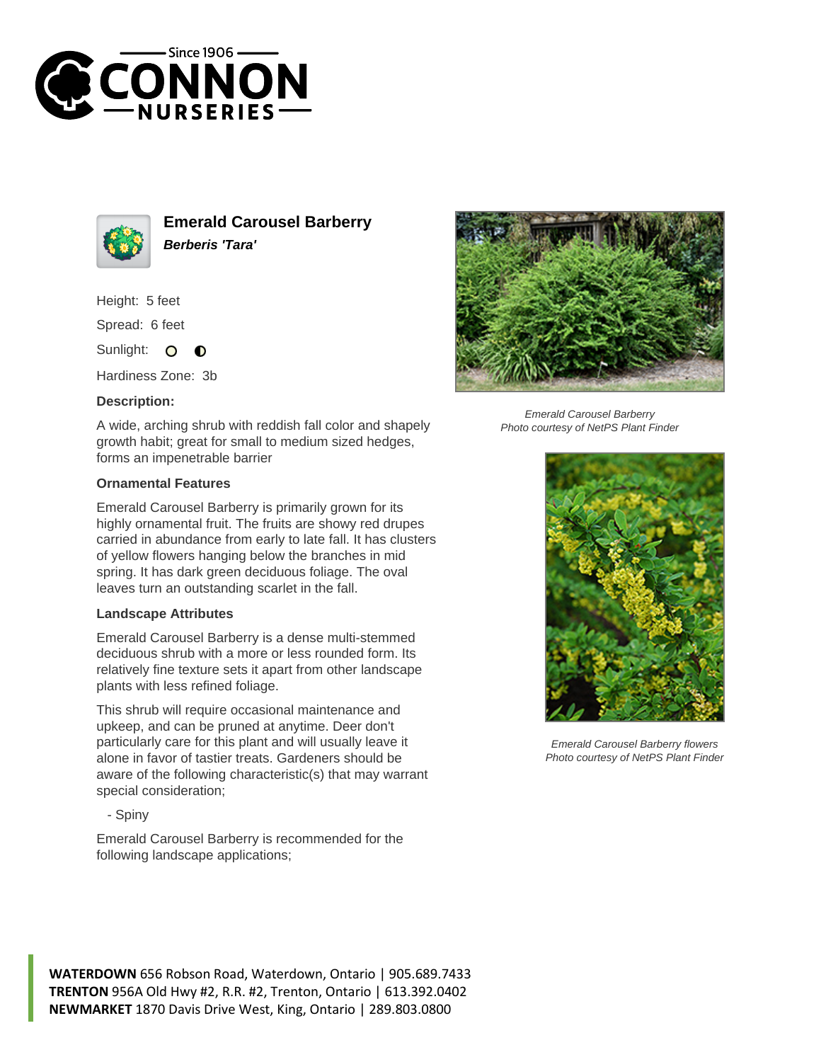# Emerald Carousel Barberry

***Berberis 'Tara'***

Height: 5 feet

Spread: 6 feet

Sunlight:

Hardiness Zone: 3b

### Description:

A wide, arching shrub with reddish fall color and shapely growth habit; great for small to medium sized hedges, forms an impenetrable barrier

### Ornamental Features

Emerald Carousel Barberry is primarily grown for its highly ornamental fruit. The fruits are showy red drupes carried in abundance from early to late fall. It has clusters of yellow flowers hanging below the branches in mid spring. It has dark green deciduous foliage. The oval leaves turn an outstanding scarlet in the fall.

### Landscape Attributes

Emerald Carousel Barberry is a dense multi-stemmed deciduous shrub with a more or less rounded form. Its relatively fine texture sets it apart from other landscape plants with less refined foliage.

This shrub will require occasional maintenance and upkeep, and can be pruned at anytime. Deer don't particularly care for this plant and will usually leave it alone in favor of tastier treats. Gardeners should be aware of the following characteristic(s) that may warrant special consideration;

- Spiny

Emerald Carousel Barberry is recommended for the following landscape applications;

*Emerald Carousel Barberry*
*Photo courtesy of NetPS Plant Finder*

*Emerald Carousel Barberry flowers*
*Photo courtesy of NetPS Plant Finder*

**WATERDOWN** 656 Robson Road, Waterdown, Ontario | 905.689.7433
**TRENTON** 956A Old Hwy #2, R.R. #2, Trenton, Ontario | 613.392.0402
**NEWMARKET** 1870 Davis Drive West, King, Ontario | 289.803.0800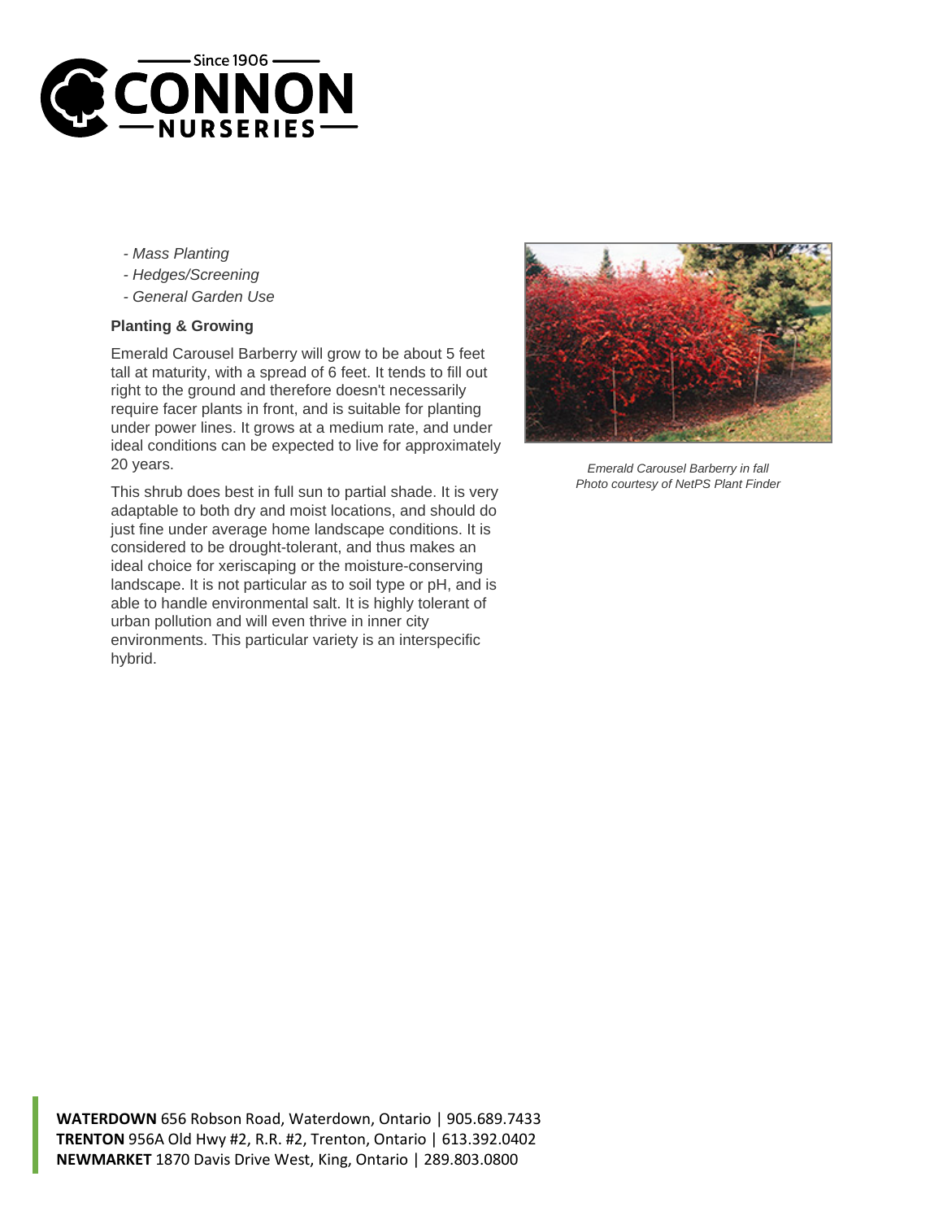- *Mass Planting*
- *Hedges/Screening*
- *General Garden Use*

**Planting & Growing**

Emerald Carousel Barberry will grow to be about 5 feet tall at maturity, with a spread of 6 feet. It tends to fill out right to the ground and therefore doesn't necessarily require facer plants in front, and is suitable for planting under power lines. It grows at a medium rate, and under ideal conditions can be expected to live for approximately 20 years.

This shrub does best in full sun to partial shade. It is very adaptable to both dry and moist locations, and should do just fine under average home landscape conditions. It is considered to be drought-tolerant, and thus makes an ideal choice for xeriscaping or the moisture-conserving landscape. It is not particular as to soil type or pH, and is able to handle environmental salt. It is highly tolerant of urban pollution and will even thrive in inner city environments. This particular variety is an interspecific hybrid.

*Emerald Carousel Barberry in fall*
*Photo courtesy of NetPS Plant Finder*

**WATERDOWN** 656 Robson Road, Waterdown, Ontario | 905.689.7433
**TRENTON** 956A Old Hwy #2, R.R. #2, Trenton, Ontario | 613.392.0402
**NEWMARKET** 1870 Davis Drive West, King, Ontario | 289.803.0800